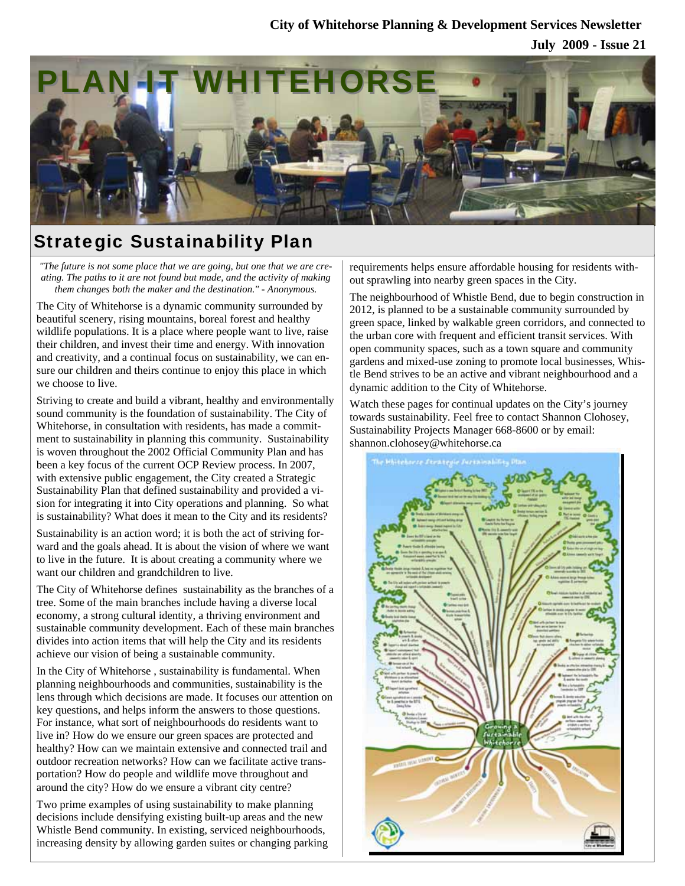City of Whitehorse Planning & Development Services Newsletter

July 2009 - Issue 21

# PLAN IT WHITEHORSE

## Strategic Sustainability Plan

*"The future is not some place that we are going, but one that we are creating. The paths to it are not found but made, and the activity of making them changes both the maker and the destination." - Anonymous.*

The City of Whitehorse is a dynamic community surrounded by beautiful scenery, rising mountains, boreal forest and healthy wildlife populations. It is a place where people want to live, raise their children, and invest their time and energy. With innovation and creativity, and a continual focus on sustainability, we can ensure our children and theirs continue to enjoy this place in which we choose to live.

Striving to create and build a vibrant, healthy and environmentally sound community is the foundation of sustainability. The City of Whitehorse, in consultation with residents, has made a commitment to sustainability in planning this community. Sustainability is woven throughout the 2002 Official Community Plan and has been a key focus of the current OCP Review process. In 2007, with extensive public engagement, the City created a Strategic Sustainability Plan that defined sustainability and provided a vision for integrating it into City operations and planning. So what is sustainability? What does it mean to the City and its residents?

Sustainability is an action word; it is both the act of striving forward and the goals ahead. It is about the vision of where we want to live in the future. It is about creating a community where we want our children and grandchildren to live.

The City of Whitehorse defines sustainability as the branches of a tree. Some of the main branches include having a diverse local economy, a strong cultural identity, a thriving environment and sustainable community development. Each of these main branches divides into action items that will help the City and its residents achieve our vision of being a sustainable community.

In the City of Whitehorse , sustainability is fundamental. When planning neighbourhoods and communities, sustainability is the lens through which decisions are made. It focuses our attention on key questions, and helps inform the answers to those questions. For instance, what sort of neighbourhoods do residents want to live in? How do we ensure our green spaces are protected and healthy? How can we maintain extensive and connected trail and outdoor recreation networks? How can we facilitate active transportation? How do people and wildlife move throughout and around the city? How do we ensure a vibrant city centre?

Two prime examples of using sustainability to make planning decisions include densifying existing built-up areas and the new Whistle Bend community. In existing, serviced neighbourhoods, increasing density by allowing garden suites or changing parking requirements helps ensure affordable housing for residents without sprawling into nearby green spaces in the City.

The neighbourhood of Whistle Bend, due to begin construction in 2012, is planned to be a sustainable community surrounded by green space, linked by walkable green corridors, and connected to the urban core with frequent and efficient transit services. With open community spaces, such as a town square and community gardens and mixed-use zoning to promote local businesses, Whistle Bend strives to be an active and vibrant neighbourhood and a dynamic addition to the City of Whitehorse.

Watch these pages for continual updates on the City's journey towards sustainability. Feel free to contact Shannon Clohosey, Sustainability Projects Manager 668-8600 or by email: shannon.clohosey@whitehorse.ca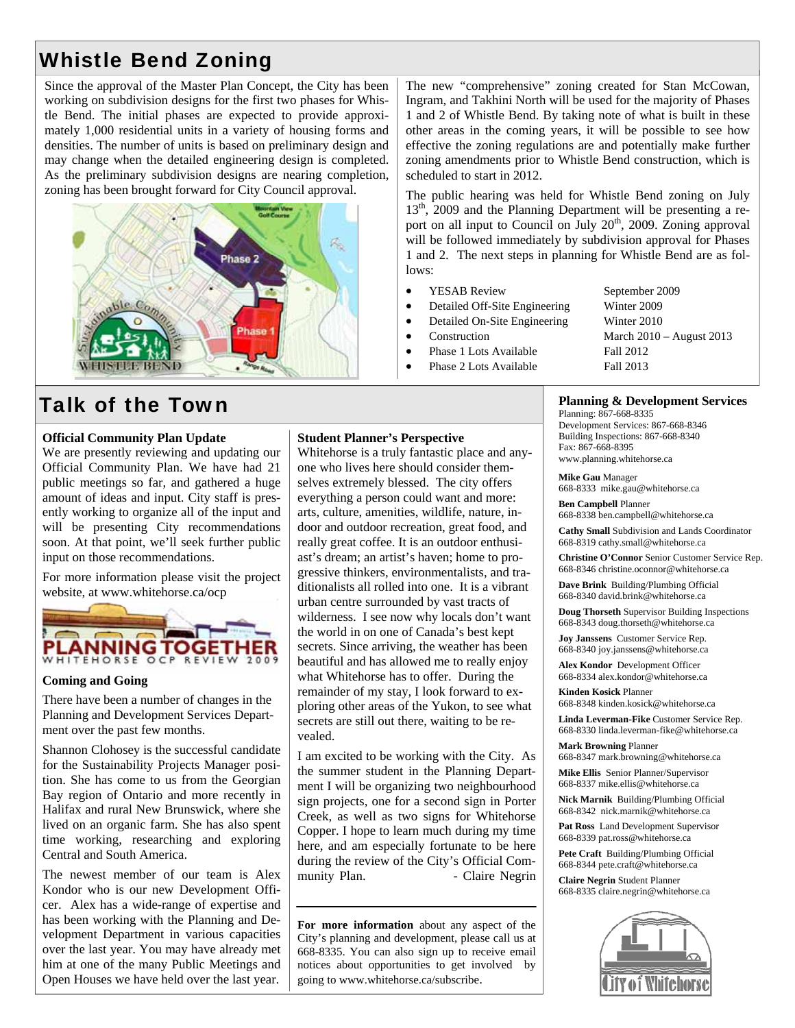## Whistle Bend Zoning

Since the approval of the Master Plan Concept, the City has been working on subdivision designs for the first two phases for Whistle Bend. The initial phases are expected to provide approximately 1,000 residential units in a variety of housing forms and densities. The number of units is based on preliminary design and may change when the detailed engineering design is completed. As the preliminary subdivision designs are nearing completion, zoning has been brought forward for City Council approval.

The new "comprehensive" zoning created for Stan McCowan, Ingram, and Takhini North will be used for the majority of Phases 1 and 2 of Whistle Bend. By taking note of what is built in these other areas in the coming years, it will be possible to see how effective the zoning regulations are and potentially make further zoning amendments prior to Whistle Bend construction, which is scheduled to start in 2012.

The public hearing was held for Whistle Bend zoning on July 13th, 2009 and the Planning Department will be presenting a report on all input to Council on July 20th, 2009. Zoning approval will be followed immediately by subdivision approval for Phases 1 and 2. The next steps in planning for Whistle Bend are as follows:

- YESAB Review — September 2009
- Detailed Off-Site Engineering — Winter 2009
- Detailed On-Site Engineering — Winter 2010
- Construction — March 2010 – August 2013
- Phase 1 Lots Available — Fall 2012
- Phase 2 Lots Available — Fall 2013

## Talk of the Town

### Official Community Plan Update

We are presently reviewing and updating our Official Community Plan. We have had 21 public meetings so far, and gathered a huge amount of ideas and input. City staff is presently working to organize all of the input and will be presenting City recommendations soon. At that point, we'll seek further public input on those recommendations.

For more information please visit the project website, at www.whitehorse.ca/ocp

PLANNING TOGETHER
WHITEHORSE OCP REVIEW 2009

### Coming and Going

There have been a number of changes in the Planning and Development Services Department over the past few months.

Shannon Clohosey is the successful candidate for the Sustainability Projects Manager position. She has come to us from the Georgian Bay region of Ontario and more recently in Halifax and rural New Brunswick, where she lived on an organic farm. She has also spent time working, researching and exploring Central and South America.

The newest member of our team is Alex Kondor who is our new Development Officer. Alex has a wide-range of expertise and has been working with the Planning and Development Department in various capacities over the last year. You may have already met him at one of the many Public Meetings and Open Houses we have held over the last year.

### Student Planner's Perspective

Whitehorse is a truly fantastic place and anyone who lives here should consider themselves extremely blessed. The city offers everything a person could want and more: arts, culture, amenities, wildlife, nature, indoor and outdoor recreation, great food, and really great coffee. It is an outdoor enthusiast's dream; an artist's haven; home to progressive thinkers, environmentalists, and traditionalists all rolled into one. It is a vibrant urban centre surrounded by vast tracts of wilderness. I see now why locals don't want the world in on one of Canada's best kept secrets. Since arriving, the weather has been beautiful and has allowed me to really enjoy what Whitehorse has to offer. During the remainder of my stay, I look forward to exploring other areas of the Yukon, to see what secrets are still out there, waiting to be revealed.

I am excited to be working with the City. As the summer student in the Planning Department I will be organizing two neighbourhood sign projects, one for a second sign in Porter Creek, as well as two signs for Whitehorse Copper. I hope to learn much during my time here, and am especially fortunate to be here during the review of the City's Official Community Plan. - Claire Negrin

**For more information** about any aspect of the City's planning and development, please call us at 668-8335. You can also sign up to receive email notices about opportunities to get involved by going to www.whitehorse.ca/subscribe.

### Planning & Development Services

Planning: 867-668-8335
Development Services: 867-668-8346
Building Inspections: 867-668-8340
Fax: 867-668-8395
www.planning.whitehorse.ca

**Mike Gau** Manager
668-8333 mike.gau@whitehorse.ca

**Ben Campbell** Planner
668-8338 ben.campbell@whitehorse.ca

**Cathy Small** Subdivision and Lands Coordinator
668-8319 cathy.small@whitehorse.ca

**Christine O'Connor** Senior Customer Service Rep.
668-8346 christine.oconnor@whitehorse.ca

**Dave Brink** Building/Plumbing Official
668-8340 david.brink@whitehorse.ca

**Doug Thorseth** Supervisor Building Inspections
668-8343 doug.thorseth@whitehorse.ca

**Joy Janssens** Customer Service Rep.
668-8340 joy.janssens@whitehorse.ca

**Alex Kondor** Development Officer
668-8334 alex.kondor@whitehorse.ca

**Kinden Kosick** Planner
668-8348 kinden.kosick@whitehorse.ca

**Linda Leverman-Fike** Customer Service Rep.
668-8330 linda.leverman-fike@whitehorse.ca

**Mark Browning** Planner
668-8347 mark.browning@whitehorse.ca

**Mike Ellis** Senior Planner/Supervisor
668-8337 mike.ellis@whitehorse.ca

**Nick Marnik** Building/Plumbing Official
668-8342 nick.marnik@whitehorse.ca

**Pat Ross** Land Development Supervisor
668-8339 pat.ross@whitehorse.ca

**Pete Craft** Building/Plumbing Official
668-8344 pete.craft@whitehorse.ca

**Claire Negrin** Student Planner
668-8335 claire.negrin@whitehorse.ca